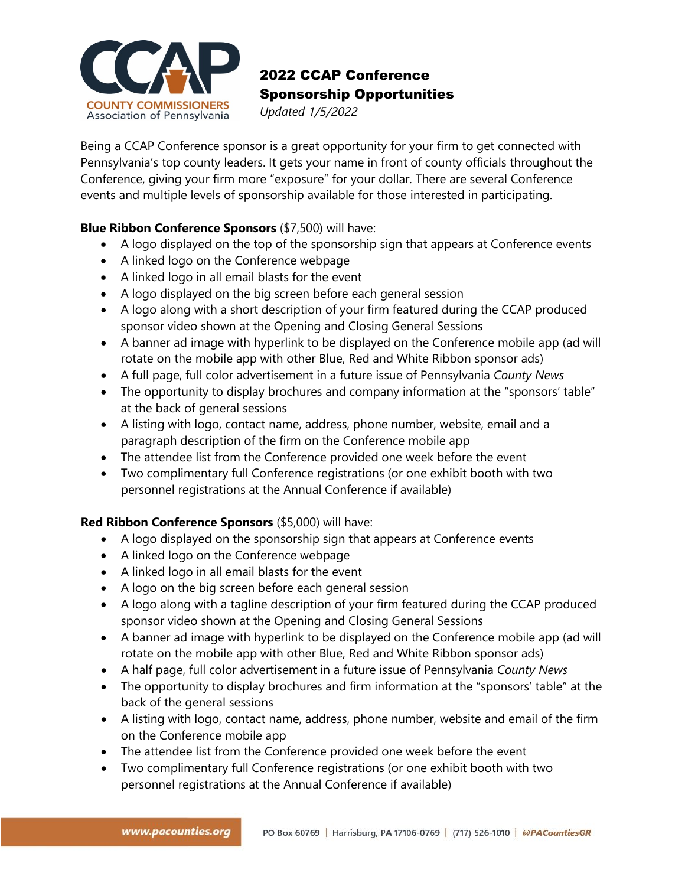# 2022 CCAP Conference Sponsorship Opportunities

*Updated 1/5/2022*

Being a CCAP Conference sponsor is a great opportunity for your firm to get connected with Pennsylvania's top county leaders. It gets your name in front of county officials throughout the Conference, giving your firm more "exposure" for your dollar. There are several Conference events and multiple levels of sponsorship available for those interested in participating.

**Blue Ribbon Conference Sponsors** ($7,500) will have:

- A logo displayed on the top of the sponsorship sign that appears at Conference events
- A linked logo on the Conference webpage
- A linked logo in all email blasts for the event
- A logo displayed on the big screen before each general session
- A logo along with a short description of your firm featured during the CCAP produced sponsor video shown at the Opening and Closing General Sessions
- A banner ad image with hyperlink to be displayed on the Conference mobile app (ad will rotate on the mobile app with other Blue, Red and White Ribbon sponsor ads)
- A full page, full color advertisement in a future issue of Pennsylvania *County News*
- The opportunity to display brochures and company information at the "sponsors' table" at the back of general sessions
- A listing with logo, contact name, address, phone number, website, email and a paragraph description of the firm on the Conference mobile app
- The attendee list from the Conference provided one week before the event
- Two complimentary full Conference registrations (or one exhibit booth with two personnel registrations at the Annual Conference if available)

**Red Ribbon Conference Sponsors** ($5,000) will have:

- A logo displayed on the sponsorship sign that appears at Conference events
- A linked logo on the Conference webpage
- A linked logo in all email blasts for the event
- A logo on the big screen before each general session
- A logo along with a tagline description of your firm featured during the CCAP produced sponsor video shown at the Opening and Closing General Sessions
- A banner ad image with hyperlink to be displayed on the Conference mobile app (ad will rotate on the mobile app with other Blue, Red and White Ribbon sponsor ads)
- A half page, full color advertisement in a future issue of Pennsylvania *County News*
- The opportunity to display brochures and firm information at the "sponsors' table" at the back of the general sessions
- A listing with logo, contact name, address, phone number, website and email of the firm on the Conference mobile app
- The attendee list from the Conference provided one week before the event
- Two complimentary full Conference registrations (or one exhibit booth with two personnel registrations at the Annual Conference if available)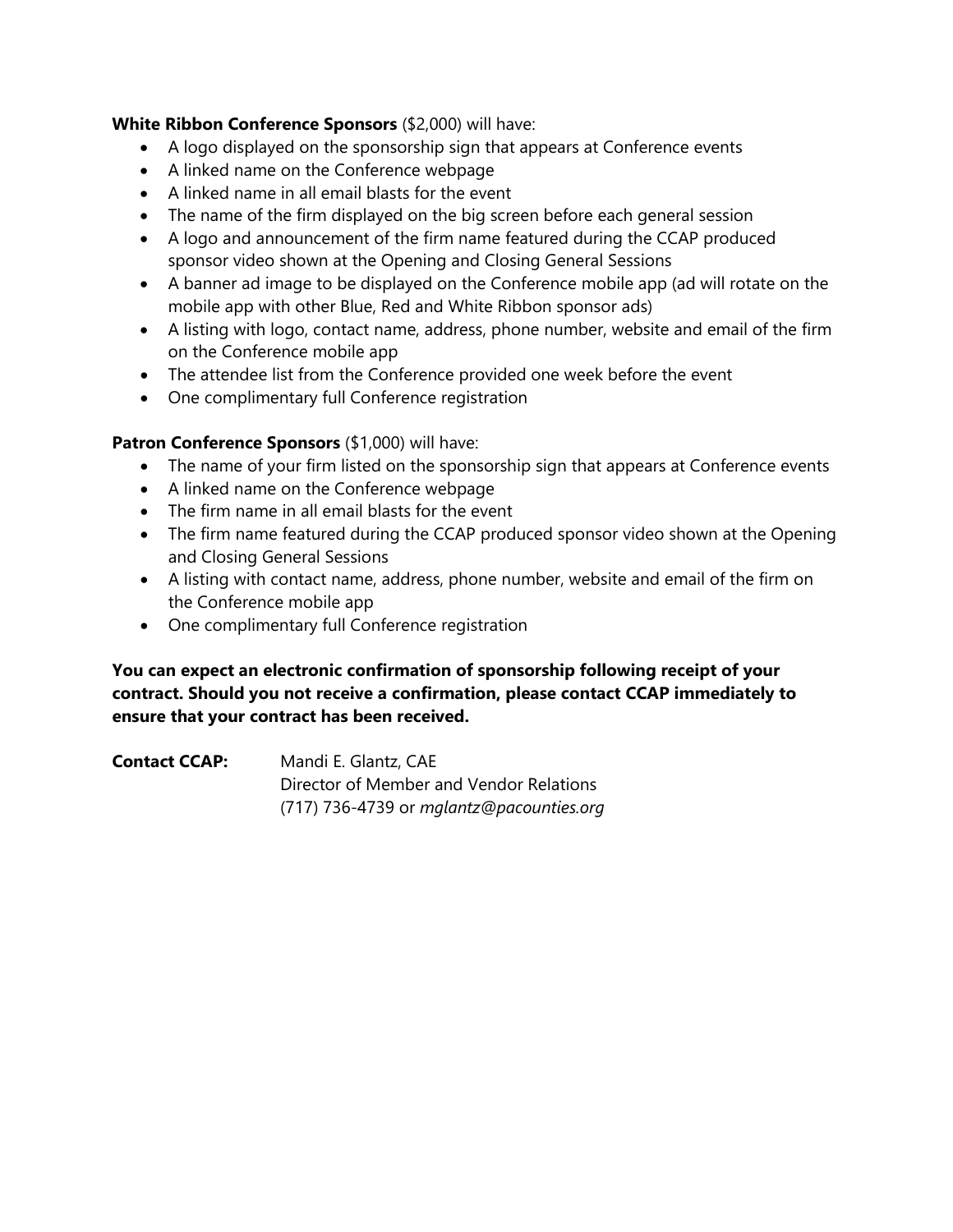**White Ribbon Conference Sponsors** ($2,000) will have:

- A logo displayed on the sponsorship sign that appears at Conference events
- A linked name on the Conference webpage
- A linked name in all email blasts for the event
- The name of the firm displayed on the big screen before each general session
- A logo and announcement of the firm name featured during the CCAP produced sponsor video shown at the Opening and Closing General Sessions
- A banner ad image to be displayed on the Conference mobile app (ad will rotate on the mobile app with other Blue, Red and White Ribbon sponsor ads)
- A listing with logo, contact name, address, phone number, website and email of the firm on the Conference mobile app
- The attendee list from the Conference provided one week before the event
- One complimentary full Conference registration

**Patron Conference Sponsors** ($1,000) will have:

- The name of your firm listed on the sponsorship sign that appears at Conference events
- A linked name on the Conference webpage
- The firm name in all email blasts for the event
- The firm name featured during the CCAP produced sponsor video shown at the Opening and Closing General Sessions
- A listing with contact name, address, phone number, website and email of the firm on the Conference mobile app
- One complimentary full Conference registration

**You can expect an electronic confirmation of sponsorship following receipt of your contract. Should you not receive a confirmation, please contact CCAP immediately to ensure that your contract has been received.**

**Contact CCAP:** Mandi E. Glantz, CAE
Director of Member and Vendor Relations
(717) 736-4739 or *mglantz@pacounties.org*